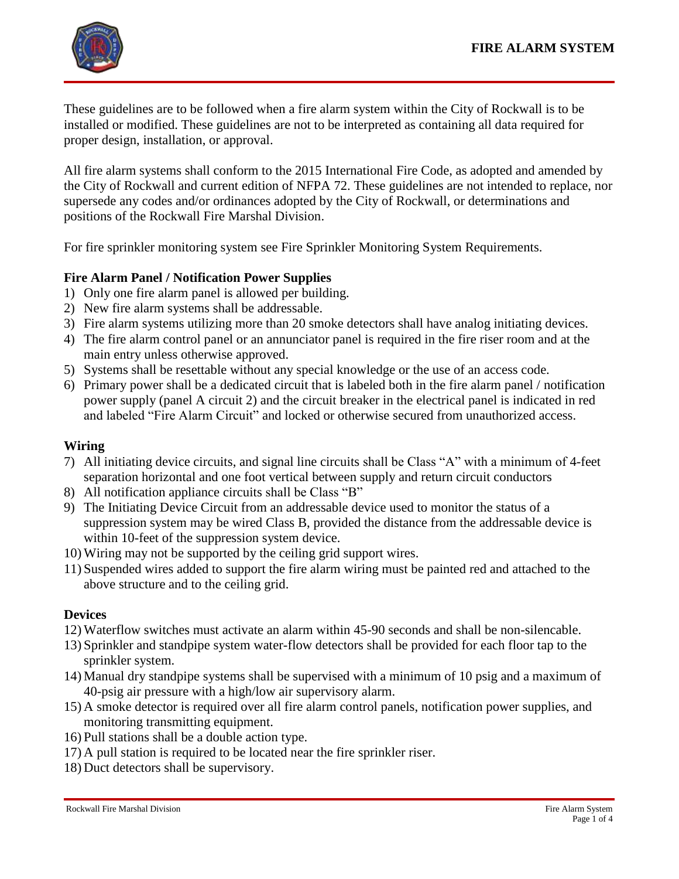# FIRE ALARM SYSTEM

These guidelines are to be followed when a fire alarm system within the City of Rockwall is to be installed or modified. These guidelines are not to be interpreted as containing all data required for proper design, installation, or approval.

All fire alarm systems shall conform to the 2015 International Fire Code, as adopted and amended by the City of Rockwall and current edition of NFPA 72. These guidelines are not intended to replace, nor supersede any codes and/or ordinances adopted by the City of Rockwall, or determinations and positions of the Rockwall Fire Marshal Division.

For fire sprinkler monitoring system see Fire Sprinkler Monitoring System Requirements.

**Fire Alarm Panel / Notification Power Supplies**

1) Only one fire alarm panel is allowed per building.
2) New fire alarm systems shall be addressable.
3) Fire alarm systems utilizing more than 20 smoke detectors shall have analog initiating devices.
4) The fire alarm control panel or an annunciator panel is required in the fire riser room and at the main entry unless otherwise approved.
5) Systems shall be resettable without any special knowledge or the use of an access code.
6) Primary power shall be a dedicated circuit that is labeled both in the fire alarm panel / notification power supply (panel A circuit 2) and the circuit breaker in the electrical panel is indicated in red and labeled "Fire Alarm Circuit" and locked or otherwise secured from unauthorized access.

## Wiring

7) All initiating device circuits, and signal line circuits shall be Class "A" with a minimum of 4-feet separation horizontal and one foot vertical between supply and return circuit conductors
8) All notification appliance circuits shall be Class "B"
9) The Initiating Device Circuit from an addressable device used to monitor the status of a suppression system may be wired Class B, provided the distance from the addressable device is within 10-feet of the suppression system device.
10) Wiring may not be supported by the ceiling grid support wires.
11) Suspended wires added to support the fire alarm wiring must be painted red and attached to the above structure and to the ceiling grid.

## Devices

12) Waterflow switches must activate an alarm within 45-90 seconds and shall be non-silencable.
13) Sprinkler and standpipe system water-flow detectors shall be provided for each floor tap to the sprinkler system.
14) Manual dry standpipe systems shall be supervised with a minimum of 10 psig and a maximum of 40-psig air pressure with a high/low air supervisory alarm.
15) A smoke detector is required over all fire alarm control panels, notification power supplies, and monitoring transmitting equipment.
16) Pull stations shall be a double action type.
17) A pull station is required to be located near the fire sprinkler riser.
18) Duct detectors shall be supervisory.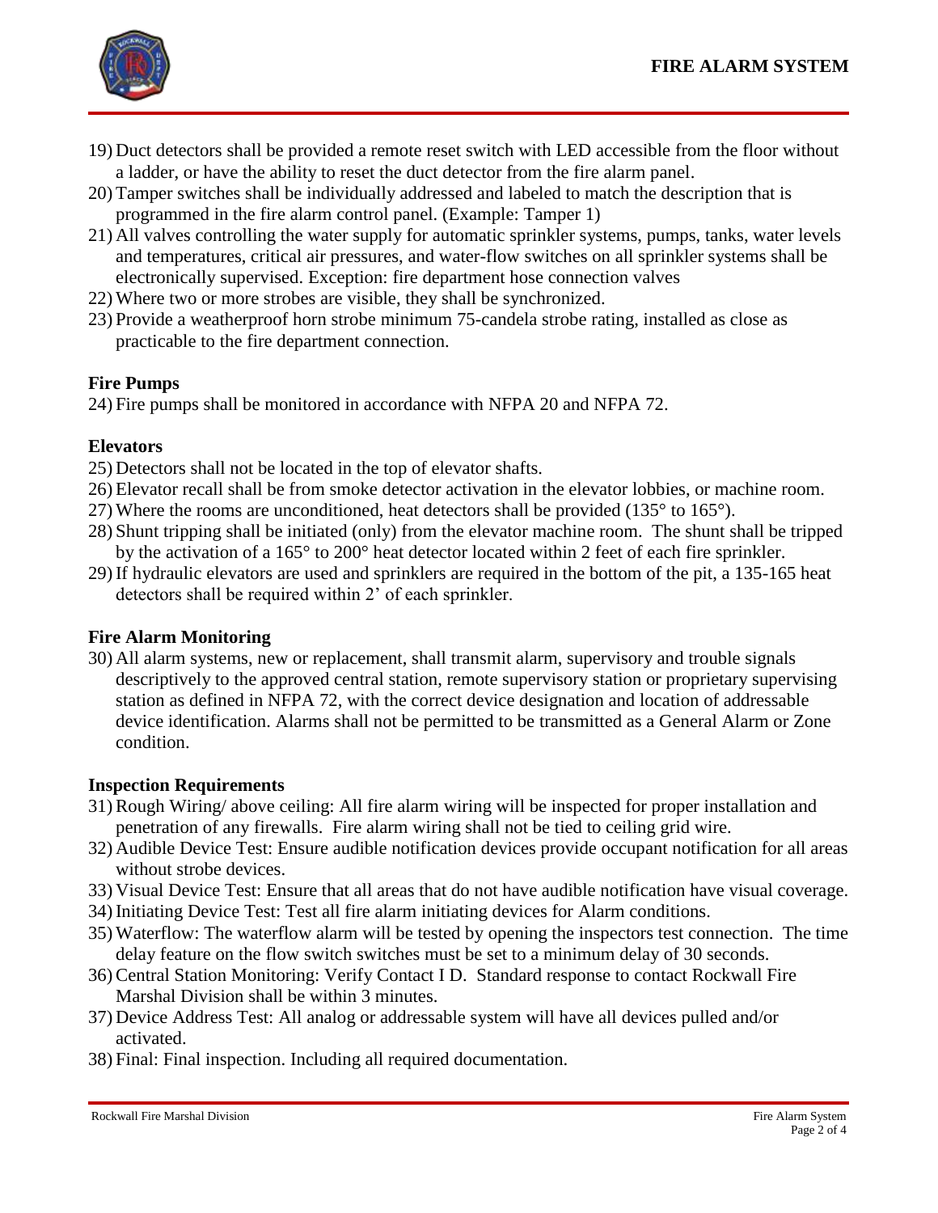19) Duct detectors shall be provided a remote reset switch with LED accessible from the floor without a ladder, or have the ability to reset the duct detector from the fire alarm panel.
20) Tamper switches shall be individually addressed and labeled to match the description that is programmed in the fire alarm control panel. (Example: Tamper 1)
21) All valves controlling the water supply for automatic sprinkler systems, pumps, tanks, water levels and temperatures, critical air pressures, and water-flow switches on all sprinkler systems shall be electronically supervised. Exception: fire department hose connection valves
22) Where two or more strobes are visible, they shall be synchronized.
23) Provide a weatherproof horn strobe minimum 75-candela strobe rating, installed as close as practicable to the fire department connection.

### Fire Pumps

24) Fire pumps shall be monitored in accordance with NFPA 20 and NFPA 72.

### Elevators

25) Detectors shall not be located in the top of elevator shafts.
26) Elevator recall shall be from smoke detector activation in the elevator lobbies, or machine room.
27) Where the rooms are unconditioned, heat detectors shall be provided (135° to 165°).
28) Shunt tripping shall be initiated (only) from the elevator machine room. The shunt shall be tripped by the activation of a 165° to 200° heat detector located within 2 feet of each fire sprinkler.
29) If hydraulic elevators are used and sprinklers are required in the bottom of the pit, a 135-165 heat detectors shall be required within 2' of each sprinkler.

### Fire Alarm Monitoring

30) All alarm systems, new or replacement, shall transmit alarm, supervisory and trouble signals descriptively to the approved central station, remote supervisory station or proprietary supervising station as defined in NFPA 72, with the correct device designation and location of addressable device identification. Alarms shall not be permitted to be transmitted as a General Alarm or Zone condition.

### Inspection Requirements

31) Rough Wiring/ above ceiling: All fire alarm wiring will be inspected for proper installation and penetration of any firewalls. Fire alarm wiring shall not be tied to ceiling grid wire.
32) Audible Device Test: Ensure audible notification devices provide occupant notification for all areas without strobe devices.
33) Visual Device Test: Ensure that all areas that do not have audible notification have visual coverage.
34) Initiating Device Test: Test all fire alarm initiating devices for Alarm conditions.
35) Waterflow: The waterflow alarm will be tested by opening the inspectors test connection. The time delay feature on the flow switch switches must be set to a minimum delay of 30 seconds.
36) Central Station Monitoring: Verify Contact I D. Standard response to contact Rockwall Fire Marshal Division shall be within 3 minutes.
37) Device Address Test: All analog or addressable system will have all devices pulled and/or activated.
38) Final: Final inspection. Including all required documentation.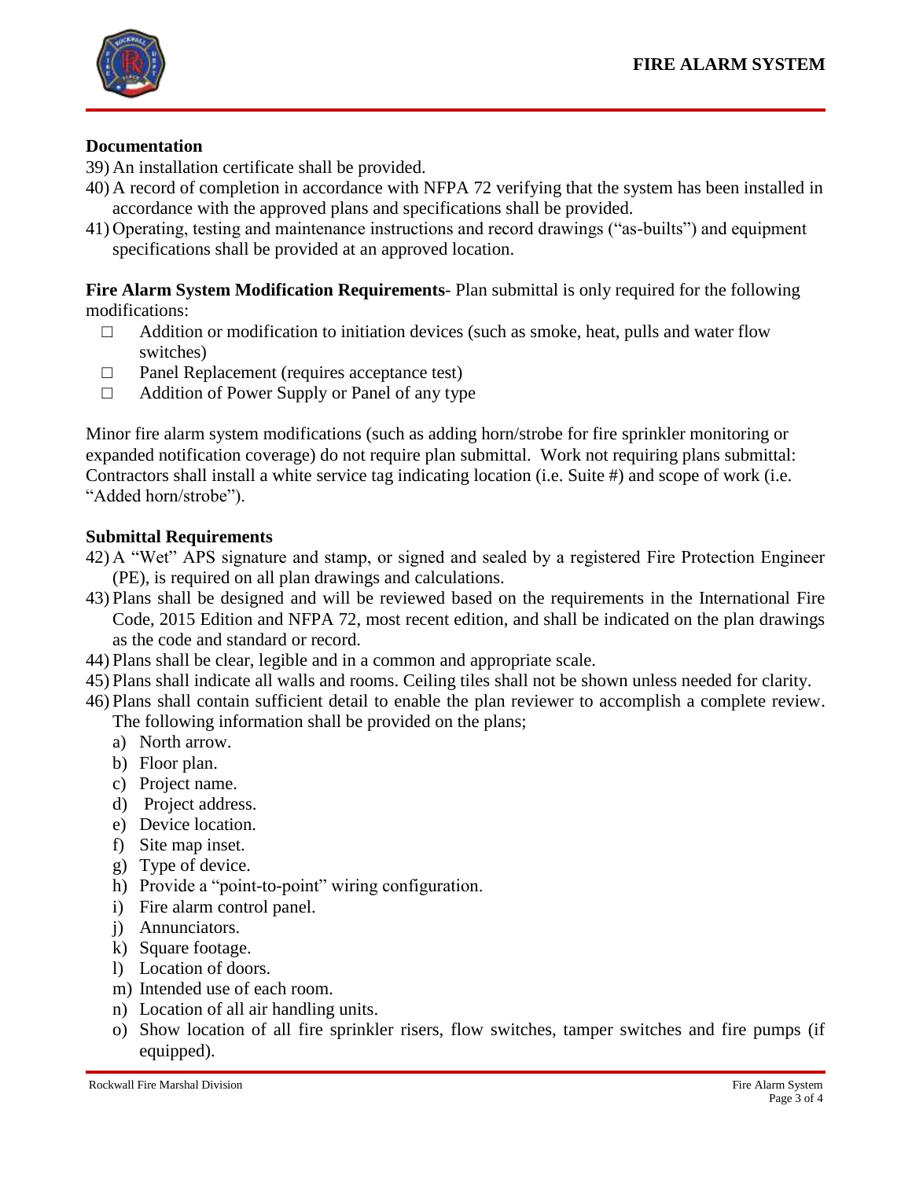### Documentation

39) An installation certificate shall be provided.
40) A record of completion in accordance with NFPA 72 verifying that the system has been installed in accordance with the approved plans and specifications shall be provided.
41) Operating, testing and maintenance instructions and record drawings ("as-builts") and equipment specifications shall be provided at an approved location.

**Fire Alarm System Modification Requirements**- Plan submittal is only required for the following modifications:

- ☐ Addition or modification to initiation devices (such as smoke, heat, pulls and water flow switches)
- ☐ Panel Replacement (requires acceptance test)
- ☐ Addition of Power Supply or Panel of any type

Minor fire alarm system modifications (such as adding horn/strobe for fire sprinkler monitoring or expanded notification coverage) do not require plan submittal. Work not requiring plans submittal: Contractors shall install a white service tag indicating location (i.e. Suite #) and scope of work (i.e. "Added horn/strobe").

### Submittal Requirements

42) A "Wet" APS signature and stamp, or signed and sealed by a registered Fire Protection Engineer (PE), is required on all plan drawings and calculations.
43) Plans shall be designed and will be reviewed based on the requirements in the International Fire Code, 2015 Edition and NFPA 72, most recent edition, and shall be indicated on the plan drawings as the code and standard or record.
44) Plans shall be clear, legible and in a common and appropriate scale.
45) Plans shall indicate all walls and rooms. Ceiling tiles shall not be shown unless needed for clarity.
46) Plans shall contain sufficient detail to enable the plan reviewer to accomplish a complete review. The following information shall be provided on the plans;
    a) North arrow.
    b) Floor plan.
    c) Project name.
    d) Project address.
    e) Device location.
    f) Site map inset.
    g) Type of device.
    h) Provide a "point-to-point" wiring configuration.
    i) Fire alarm control panel.
    j) Annunciators.
    k) Square footage.
    l) Location of doors.
    m) Intended use of each room.
    n) Location of all air handling units.
    o) Show location of all fire sprinkler risers, flow switches, tamper switches and fire pumps (if equipped).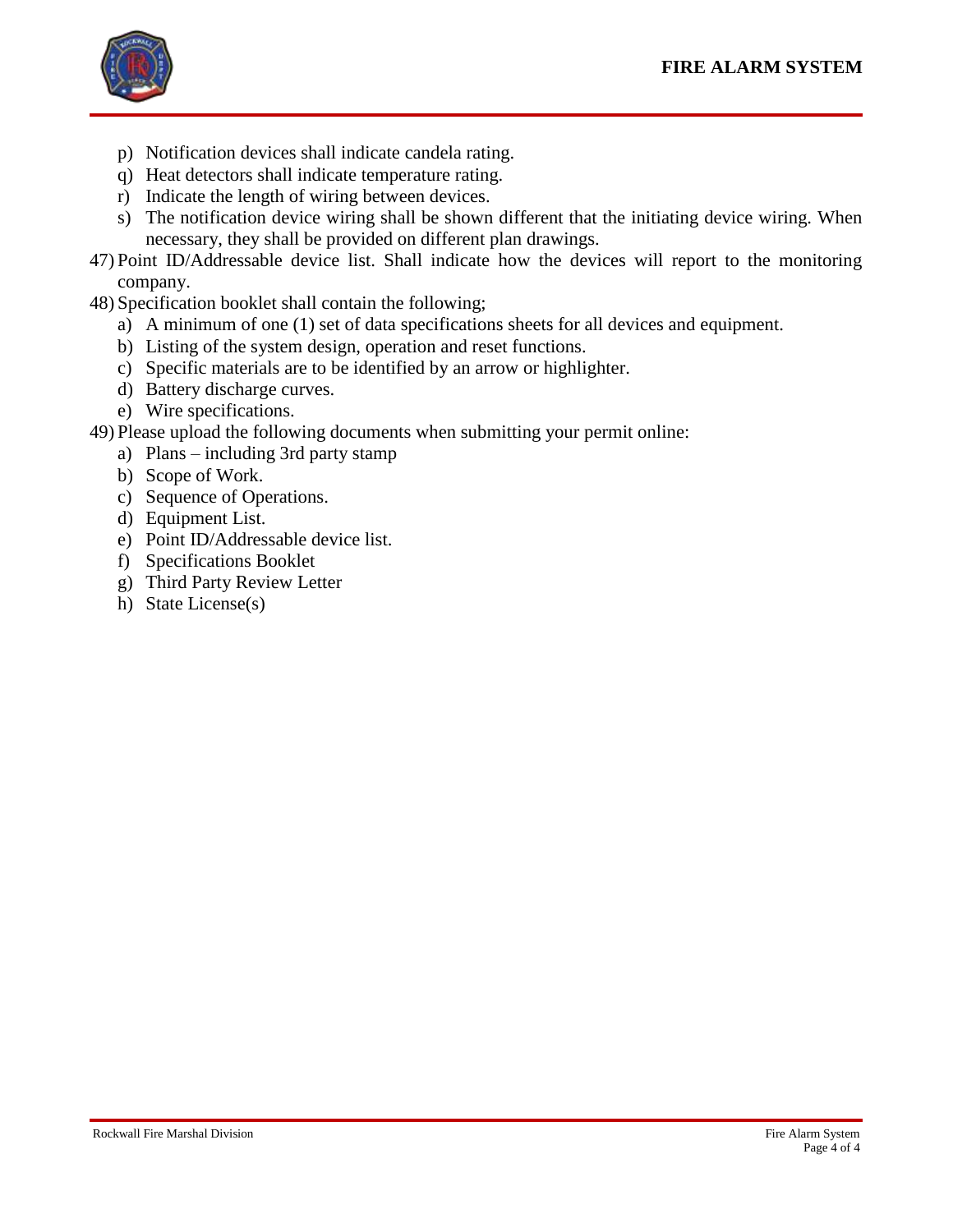p) Notification devices shall indicate candela rating.
q) Heat detectors shall indicate temperature rating.
r) Indicate the length of wiring between devices.
s) The notification device wiring shall be shown different that the initiating device wiring. When necessary, they shall be provided on different plan drawings.

47) Point ID/Addressable device list. Shall indicate how the devices will report to the monitoring company.

48) Specification booklet shall contain the following;
   a) A minimum of one (1) set of data specifications sheets for all devices and equipment.
   b) Listing of the system design, operation and reset functions.
   c) Specific materials are to be identified by an arrow or highlighter.
   d) Battery discharge curves.
   e) Wire specifications.

49) Please upload the following documents when submitting your permit online:
   a) Plans – including 3rd party stamp
   b) Scope of Work.
   c) Sequence of Operations.
   d) Equipment List.
   e) Point ID/Addressable device list.
   f) Specifications Booklet
   g) Third Party Review Letter
   h) State License(s)